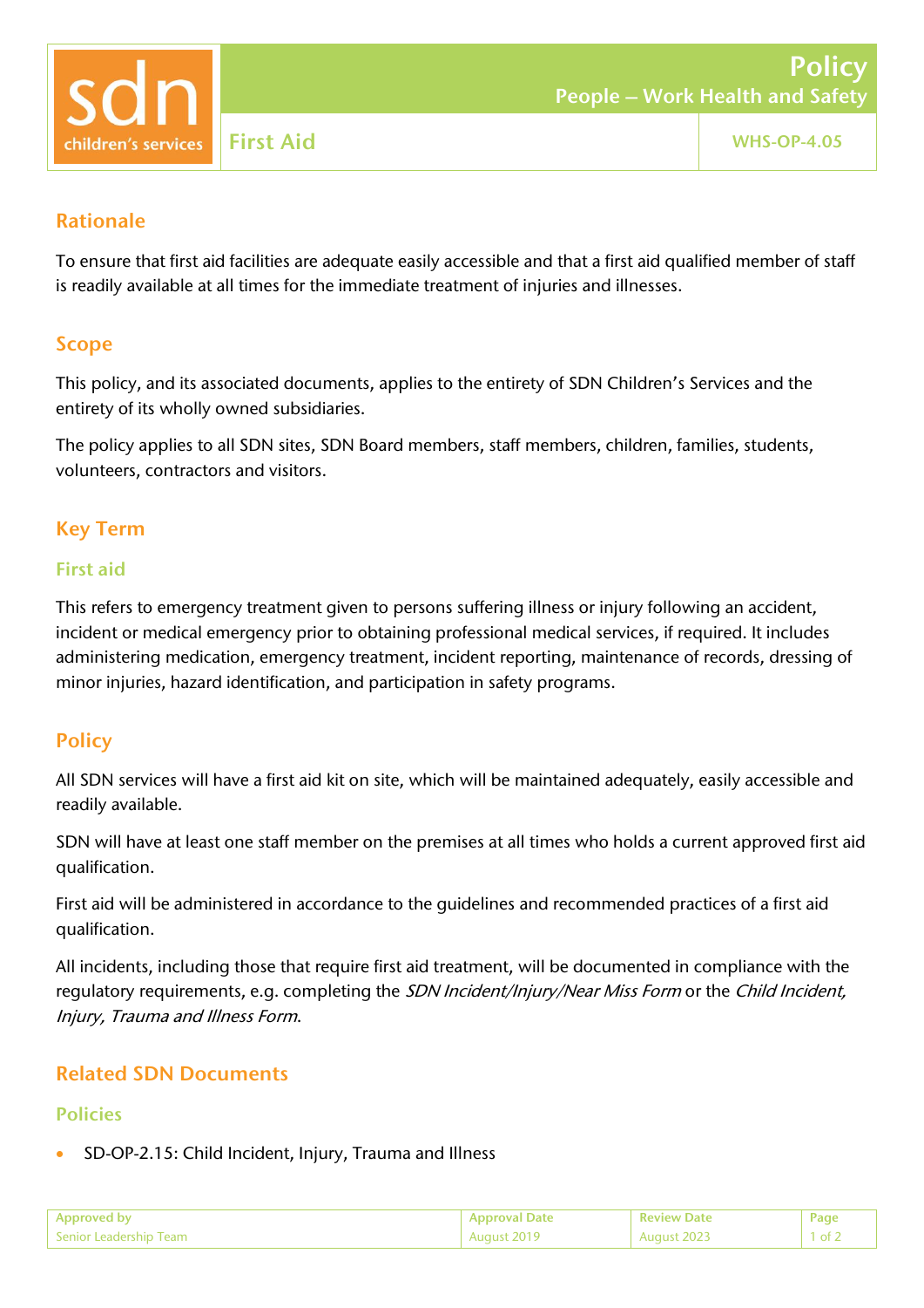# Policy

## People – Work Health and Safety

## First Aid

WHS-OP-4.05

## Rationale

To ensure that first aid facilities are adequate easily accessible and that a first aid qualified member of staff is readily available at all times for the immediate treatment of injuries and illnesses.

## Scope

This policy, and its associated documents, applies to the entirety of SDN Children's Services and the entirety of its wholly owned subsidiaries.

The policy applies to all SDN sites, SDN Board members, staff members, children, families, students, volunteers, contractors and visitors.

## Key Term

### First aid

This refers to emergency treatment given to persons suffering illness or injury following an accident, incident or medical emergency prior to obtaining professional medical services, if required. It includes administering medication, emergency treatment, incident reporting, maintenance of records, dressing of minor injuries, hazard identification, and participation in safety programs.

## Policy

All SDN services will have a first aid kit on site, which will be maintained adequately, easily accessible and readily available.

SDN will have at least one staff member on the premises at all times who holds a current approved first aid qualification.

First aid will be administered in accordance to the guidelines and recommended practices of a first aid qualification.

All incidents, including those that require first aid treatment, will be documented in compliance with the regulatory requirements, e.g. completing the *SDN Incident/Injury/Near Miss Form* or the *Child Incident, Injury, Trauma and Illness Form*.

## Related SDN Documents

### Policies

- SD-OP-2.15: Child Incident, Injury, Trauma and Illness

| Approved by | Approval Date | Review Date |
|---|---|---|
| Senior Leadership Team | August 2019 | August 2023 |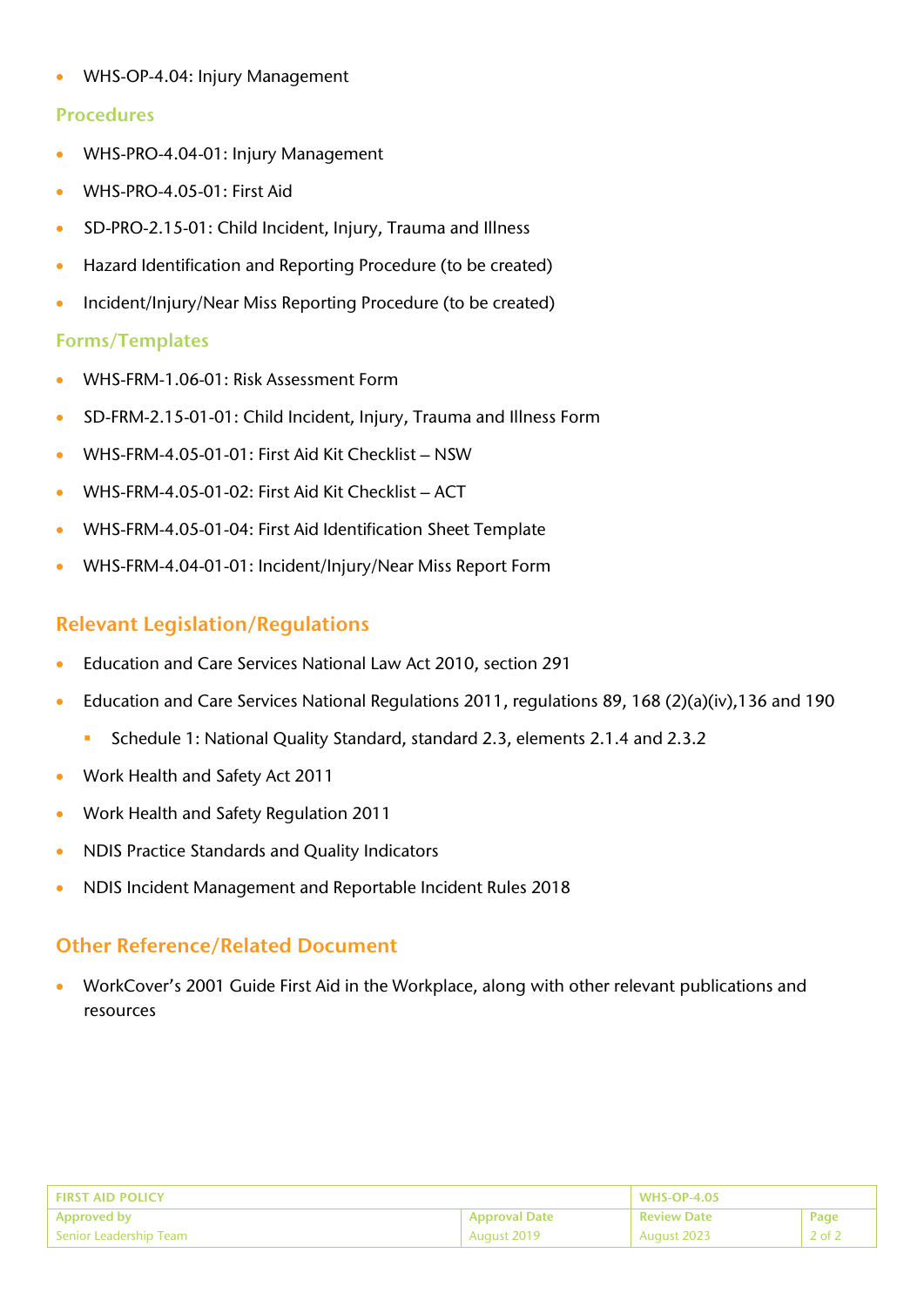- WHS-OP-4.04: Injury Management

### Procedures

- WHS-PRO-4.04-01: Injury Management
- WHS-PRO-4.05-01: First Aid
- SD-PRO-2.15-01: Child Incident, Injury, Trauma and Illness
- Hazard Identification and Reporting Procedure (to be created)
- Incident/Injury/Near Miss Reporting Procedure (to be created)

### Forms/Templates

- WHS-FRM-1.06-01: Risk Assessment Form
- SD-FRM-2.15-01-01: Child Incident, Injury, Trauma and Illness Form
- WHS-FRM-4.05-01-01: First Aid Kit Checklist – NSW
- WHS-FRM-4.05-01-02: First Aid Kit Checklist – ACT
- WHS-FRM-4.05-01-04: First Aid Identification Sheet Template
- WHS-FRM-4.04-01-01: Incident/Injury/Near Miss Report Form

## Relevant Legislation/Regulations

- Education and Care Services National Law Act 2010, section 291
- Education and Care Services National Regulations 2011, regulations 89, 168 (2)(a)(iv),136 and 190
  - Schedule 1: National Quality Standard, standard 2.3, elements 2.1.4 and 2.3.2
- Work Health and Safety Act 2011
- Work Health and Safety Regulation 2011
- NDIS Practice Standards and Quality Indicators
- NDIS Incident Management and Reportable Incident Rules 2018

## Other Reference/Related Document

- WorkCover's 2001 Guide First Aid in the Workplace, along with other relevant publications and resources